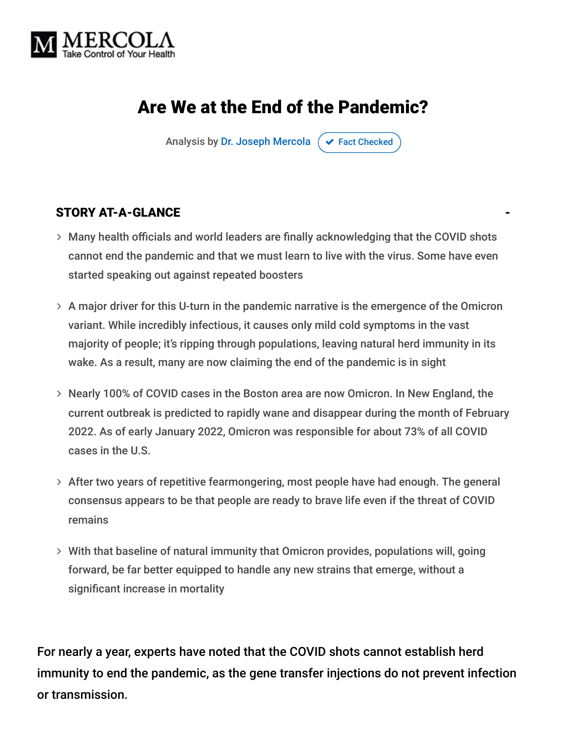MERCOLA
Take Control of Your Health

# Are We at the End of the Pandemic?

Analysis by Dr. Joseph Mercola ✔ Fact Checked

## STORY AT-A-GLANCE

- Many health officials and world leaders are finally acknowledging that the COVID shots cannot end the pandemic and that we must learn to live with the virus. Some have even started speaking out against repeated boosters
- A major driver for this U-turn in the pandemic narrative is the emergence of the Omicron variant. While incredibly infectious, it causes only mild cold symptoms in the vast majority of people; it's ripping through populations, leaving natural herd immunity in its wake. As a result, many are now claiming the end of the pandemic is in sight
- Nearly 100% of COVID cases in the Boston area are now Omicron. In New England, the current outbreak is predicted to rapidly wane and disappear during the month of February 2022. As of early January 2022, Omicron was responsible for about 73% of all COVID cases in the U.S.
- After two years of repetitive fearmongering, most people have had enough. The general consensus appears to be that people are ready to brave life even if the threat of COVID remains
- With that baseline of natural immunity that Omicron provides, populations will, going forward, be far better equipped to handle any new strains that emerge, without a significant increase in mortality

For nearly a year, experts have noted that the COVID shots cannot establish herd immunity to end the pandemic, as the gene transfer injections do not prevent infection or transmission.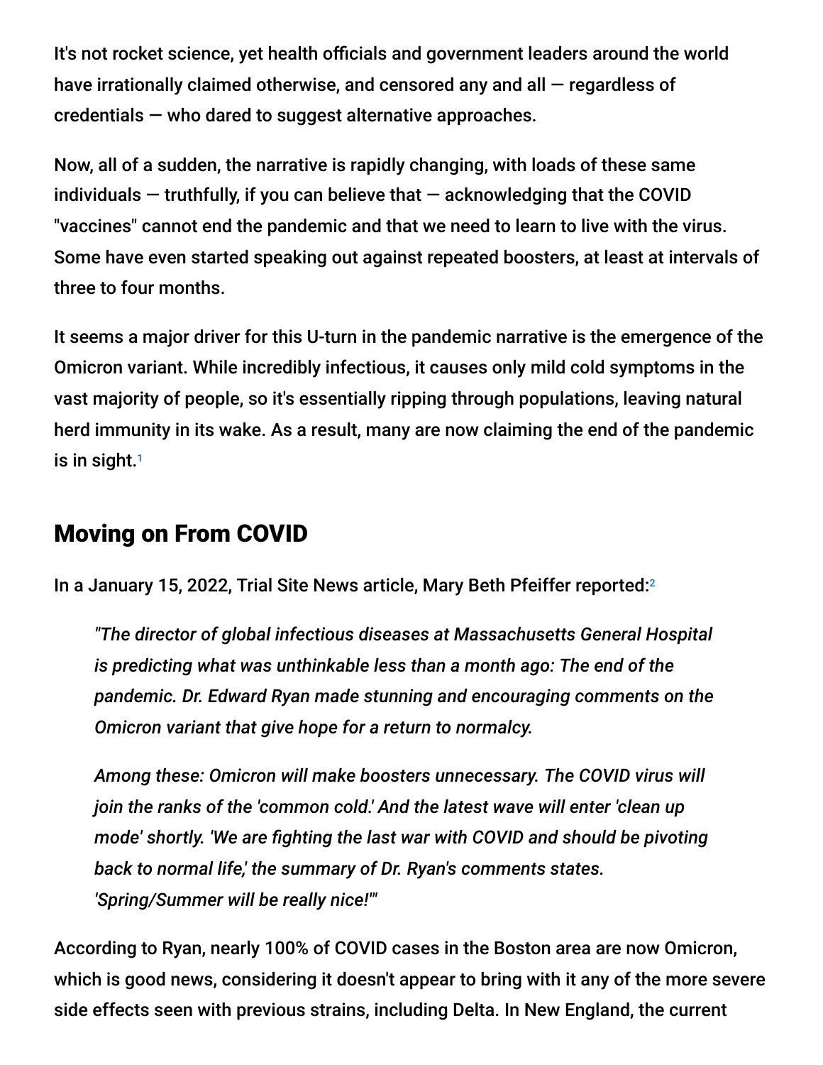It's not rocket science, yet health officials and government leaders around the world have irrationally claimed otherwise, and censored any and all — regardless of credentials — who dared to suggest alternative approaches.

Now, all of a sudden, the narrative is rapidly changing, with loads of these same individuals — truthfully, if you can believe that — acknowledging that the COVID "vaccines" cannot end the pandemic and that we need to learn to live with the virus. Some have even started speaking out against repeated boosters, at least at intervals of three to four months.

It seems a major driver for this U-turn in the pandemic narrative is the emergence of the Omicron variant. While incredibly infectious, it causes only mild cold symptoms in the vast majority of people, so it's essentially ripping through populations, leaving natural herd immunity in its wake. As a result, many are now claiming the end of the pandemic is in sight.[1]

## Moving on From COVID

In a January 15, 2022, Trial Site News article, Mary Beth Pfeiffer reported:[2]

> *"The director of global infectious diseases at Massachusetts General Hospital is predicting what was unthinkable less than a month ago: The end of the pandemic. Dr. Edward Ryan made stunning and encouraging comments on the Omicron variant that give hope for a return to normalcy.*
>
> *Among these: Omicron will make boosters unnecessary. The COVID virus will join the ranks of the 'common cold.' And the latest wave will enter 'clean up mode' shortly. 'We are fighting the last war with COVID and should be pivoting back to normal life,' the summary of Dr. Ryan's comments states. 'Spring/Summer will be really nice!'"*

According to Ryan, nearly 100% of COVID cases in the Boston area are now Omicron, which is good news, considering it doesn't appear to bring with it any of the more severe side effects seen with previous strains, including Delta. In New England, the current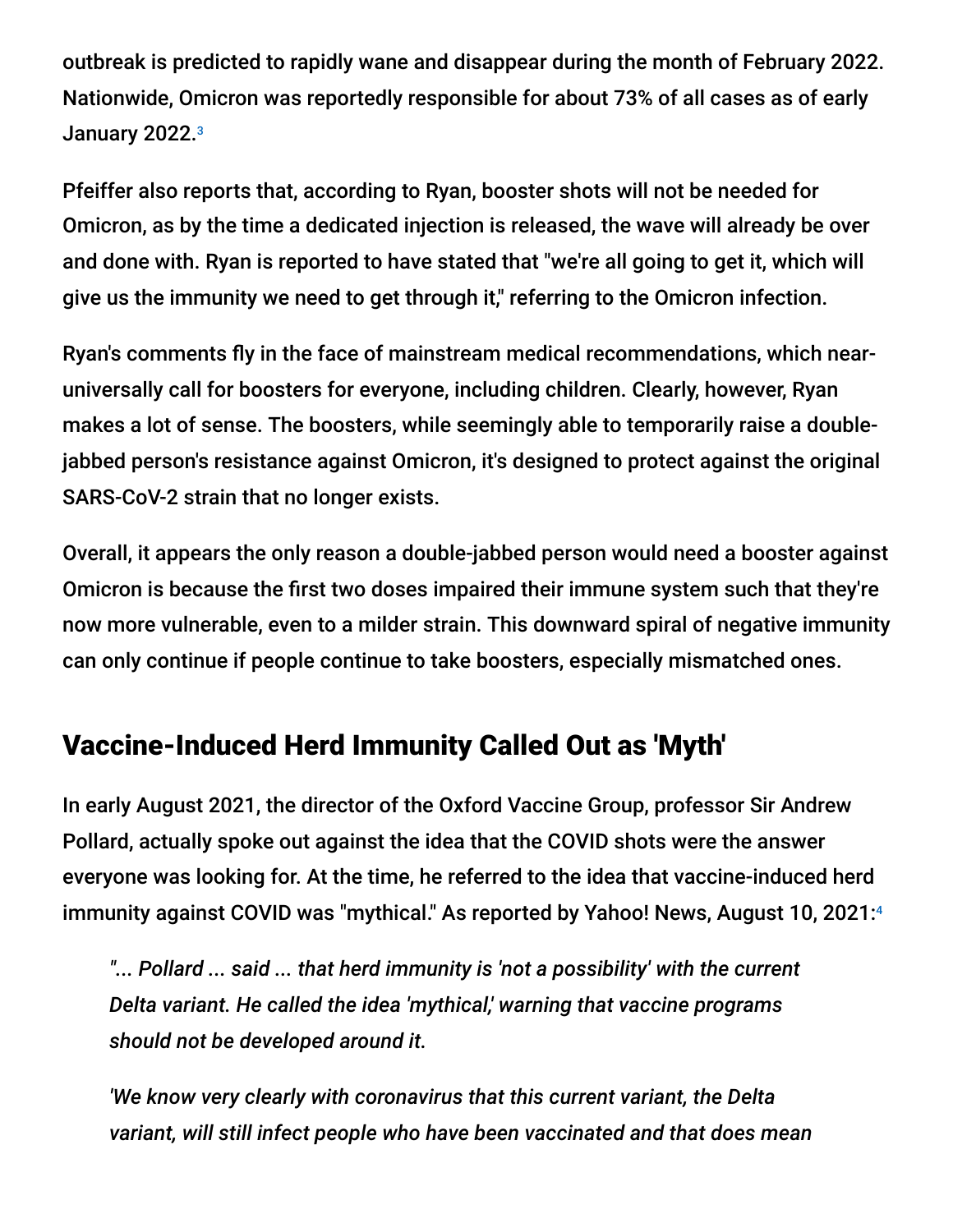outbreak is predicted to rapidly wane and disappear during the month of February 2022. Nationwide, Omicron was reportedly responsible for about 73% of all cases as of early January 2022.[3]

Pfeiffer also reports that, according to Ryan, booster shots will not be needed for Omicron, as by the time a dedicated injection is released, the wave will already be over and done with. Ryan is reported to have stated that "we're all going to get it, which will give us the immunity we need to get through it," referring to the Omicron infection.

Ryan's comments fly in the face of mainstream medical recommendations, which near-universally call for boosters for everyone, including children. Clearly, however, Ryan makes a lot of sense. The boosters, while seemingly able to temporarily raise a double-jabbed person's resistance against Omicron, it's designed to protect against the original SARS-CoV-2 strain that no longer exists.

Overall, it appears the only reason a double-jabbed person would need a booster against Omicron is because the first two doses impaired their immune system such that they're now more vulnerable, even to a milder strain. This downward spiral of negative immunity can only continue if people continue to take boosters, especially mismatched ones.

## Vaccine-Induced Herd Immunity Called Out as 'Myth'

In early August 2021, the director of the Oxford Vaccine Group, professor Sir Andrew Pollard, actually spoke out against the idea that the COVID shots were the answer everyone was looking for. At the time, he referred to the idea that vaccine-induced herd immunity against COVID was "mythical." As reported by Yahoo! News, August 10, 2021:[4]

> *"... Pollard ... said ... that herd immunity is 'not a possibility' with the current Delta variant. He called the idea 'mythical,' warning that vaccine programs should not be developed around it.*
>
> *'We know very clearly with coronavirus that this current variant, the Delta variant, will still infect people who have been vaccinated and that does mean*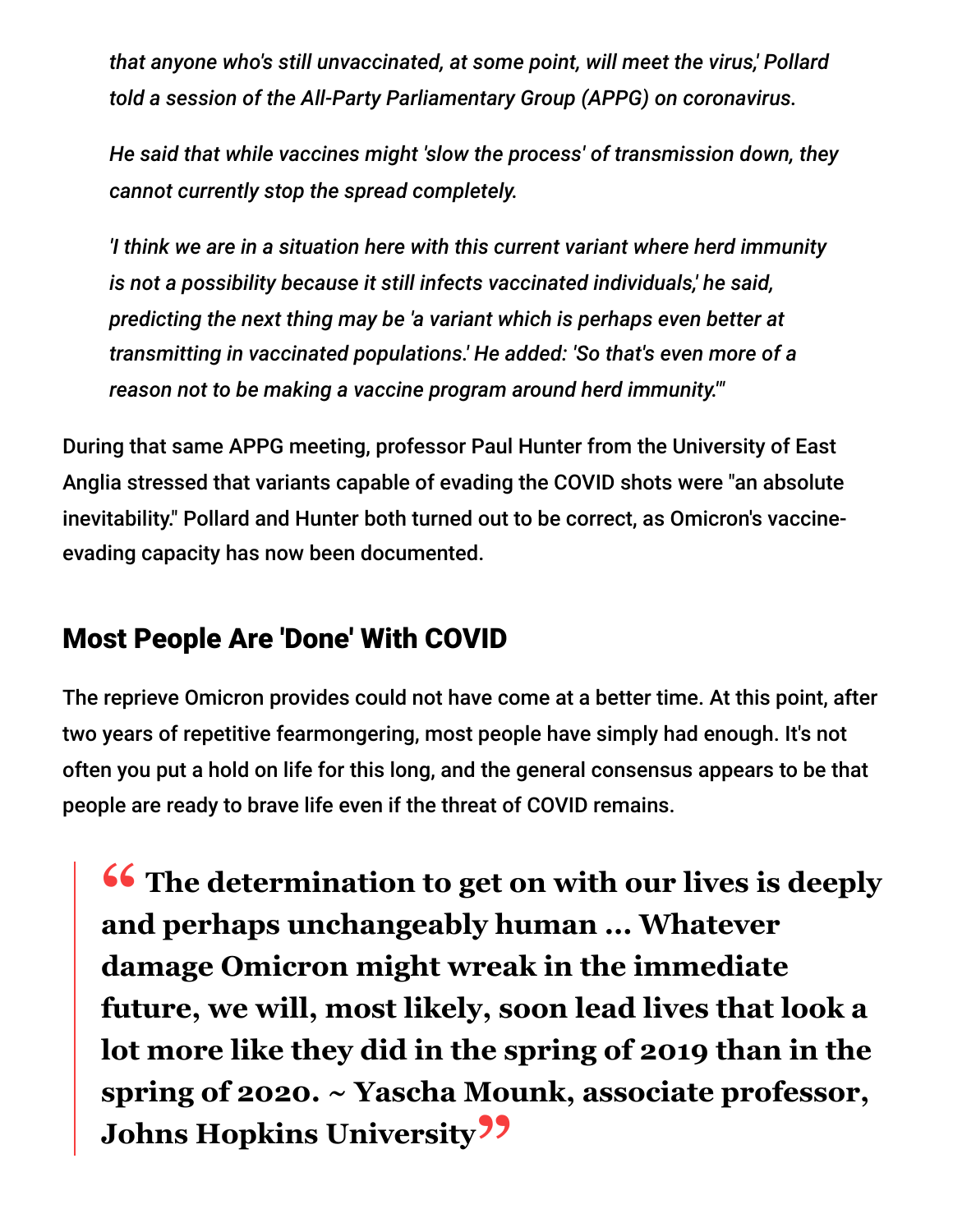*that anyone who's still unvaccinated, at some point, will meet the virus,' Pollard told a session of the All-Party Parliamentary Group (APPG) on coronavirus.*

*He said that while vaccines might 'slow the process' of transmission down, they cannot currently stop the spread completely.*

*'I think we are in a situation here with this current variant where herd immunity is not a possibility because it still infects vaccinated individuals,' he said, predicting the next thing may be 'a variant which is perhaps even better at transmitting in vaccinated populations.' He added: 'So that's even more of a reason not to be making a vaccine program around herd immunity.'"*

During that same APPG meeting, professor Paul Hunter from the University of East Anglia stressed that variants capable of evading the COVID shots were "an absolute inevitability." Pollard and Hunter both turned out to be correct, as Omicron's vaccine-evading capacity has now been documented.

## Most People Are 'Done' With COVID

The reprieve Omicron provides could not have come at a better time. At this point, after two years of repetitive fearmongering, most people have simply had enough. It's not often you put a hold on life for this long, and the general consensus appears to be that people are ready to brave life even if the threat of COVID remains.

> **"The determination to get on with our lives is deeply and perhaps unchangeably human … Whatever damage Omicron might wreak in the immediate future, we will, most likely, soon lead lives that look a lot more like they did in the spring of 2019 than in the spring of 2020. ~ Yascha Mounk, associate professor, Johns Hopkins University"**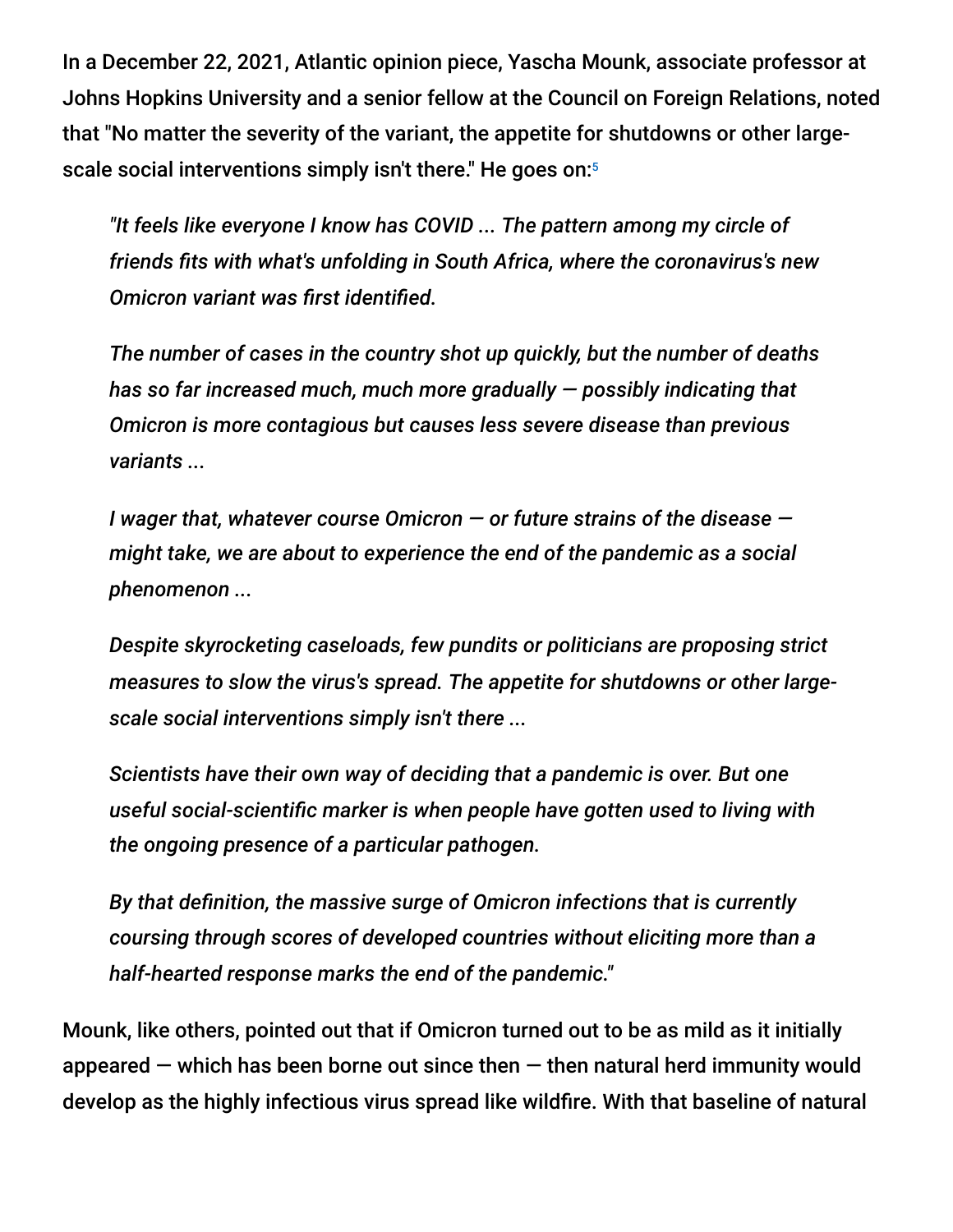In a December 22, 2021, Atlantic opinion piece, Yascha Mounk, associate professor at Johns Hopkins University and a senior fellow at the Council on Foreign Relations, noted that "No matter the severity of the variant, the appetite for shutdowns or other large-scale social interventions simply isn't there." He goes on:[5]

> *"It feels like everyone I know has COVID ... The pattern among my circle of friends fits with what's unfolding in South Africa, where the coronavirus's new Omicron variant was first identified.*
>
> *The number of cases in the country shot up quickly, but the number of deaths has so far increased much, much more gradually — possibly indicating that Omicron is more contagious but causes less severe disease than previous variants ...*
>
> *I wager that, whatever course Omicron — or future strains of the disease — might take, we are about to experience the end of the pandemic as a social phenomenon ...*
>
> *Despite skyrocketing caseloads, few pundits or politicians are proposing strict measures to slow the virus's spread. The appetite for shutdowns or other large-scale social interventions simply isn't there ...*
>
> *Scientists have their own way of deciding that a pandemic is over. But one useful social-scientific marker is when people have gotten used to living with the ongoing presence of a particular pathogen.*
>
> *By that definition, the massive surge of Omicron infections that is currently coursing through scores of developed countries without eliciting more than a half-hearted response marks the end of the pandemic."*

Mounk, like others, pointed out that if Omicron turned out to be as mild as it initially appeared — which has been borne out since then — then natural herd immunity would develop as the highly infectious virus spread like wildfire. With that baseline of natural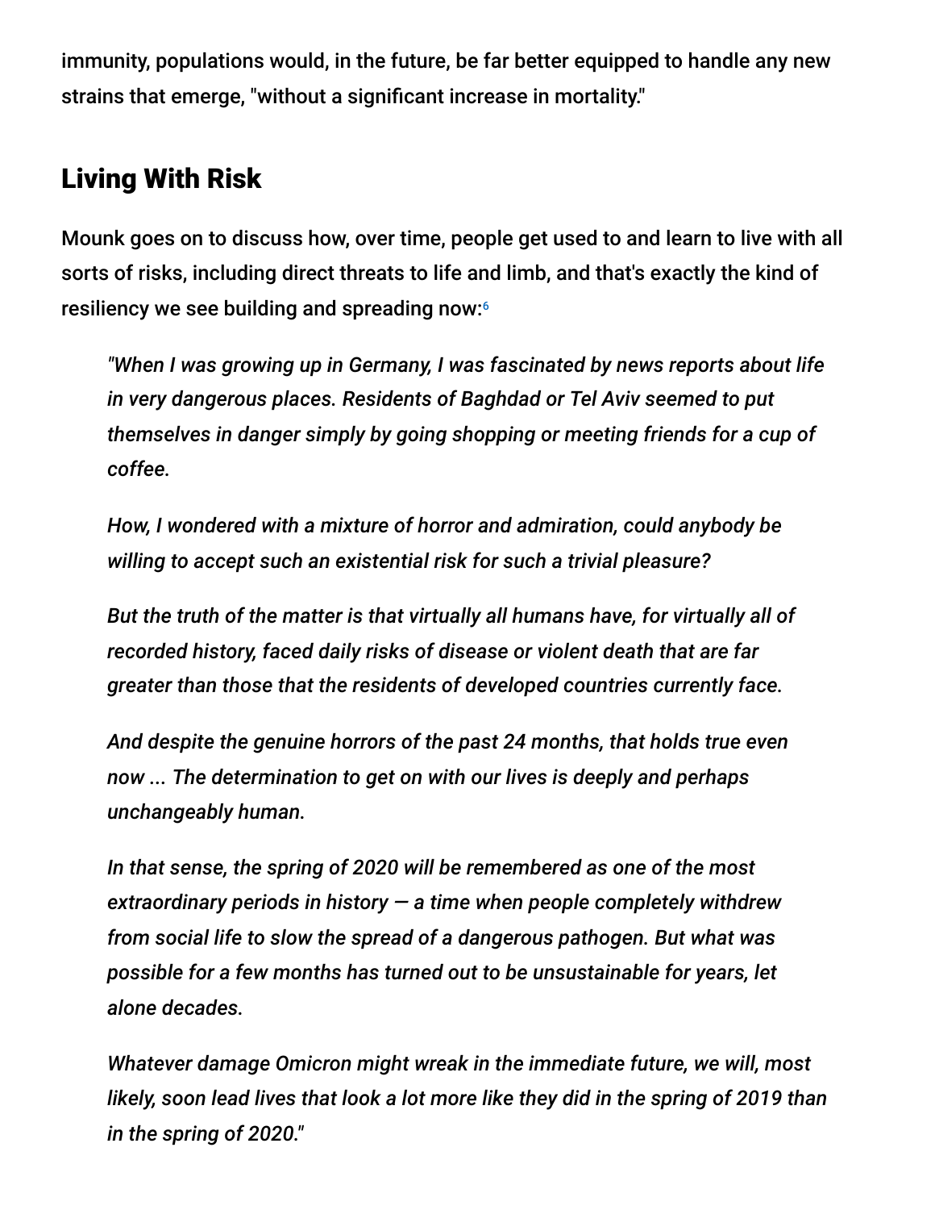immunity, populations would, in the future, be far better equipped to handle any new strains that emerge, "without a significant increase in mortality."

## Living With Risk

Mounk goes on to discuss how, over time, people get used to and learn to live with all sorts of risks, including direct threats to life and limb, and that's exactly the kind of resiliency we see building and spreading now:[6]

> *"When I was growing up in Germany, I was fascinated by news reports about life in very dangerous places. Residents of Baghdad or Tel Aviv seemed to put themselves in danger simply by going shopping or meeting friends for a cup of coffee.*
>
> *How, I wondered with a mixture of horror and admiration, could anybody be willing to accept such an existential risk for such a trivial pleasure?*
>
> *But the truth of the matter is that virtually all humans have, for virtually all of recorded history, faced daily risks of disease or violent death that are far greater than those that the residents of developed countries currently face.*
>
> *And despite the genuine horrors of the past 24 months, that holds true even now ... The determination to get on with our lives is deeply and perhaps unchangeably human.*
>
> *In that sense, the spring of 2020 will be remembered as one of the most extraordinary periods in history — a time when people completely withdrew from social life to slow the spread of a dangerous pathogen. But what was possible for a few months has turned out to be unsustainable for years, let alone decades.*
>
> *Whatever damage Omicron might wreak in the immediate future, we will, most likely, soon lead lives that look a lot more like they did in the spring of 2019 than in the spring of 2020."*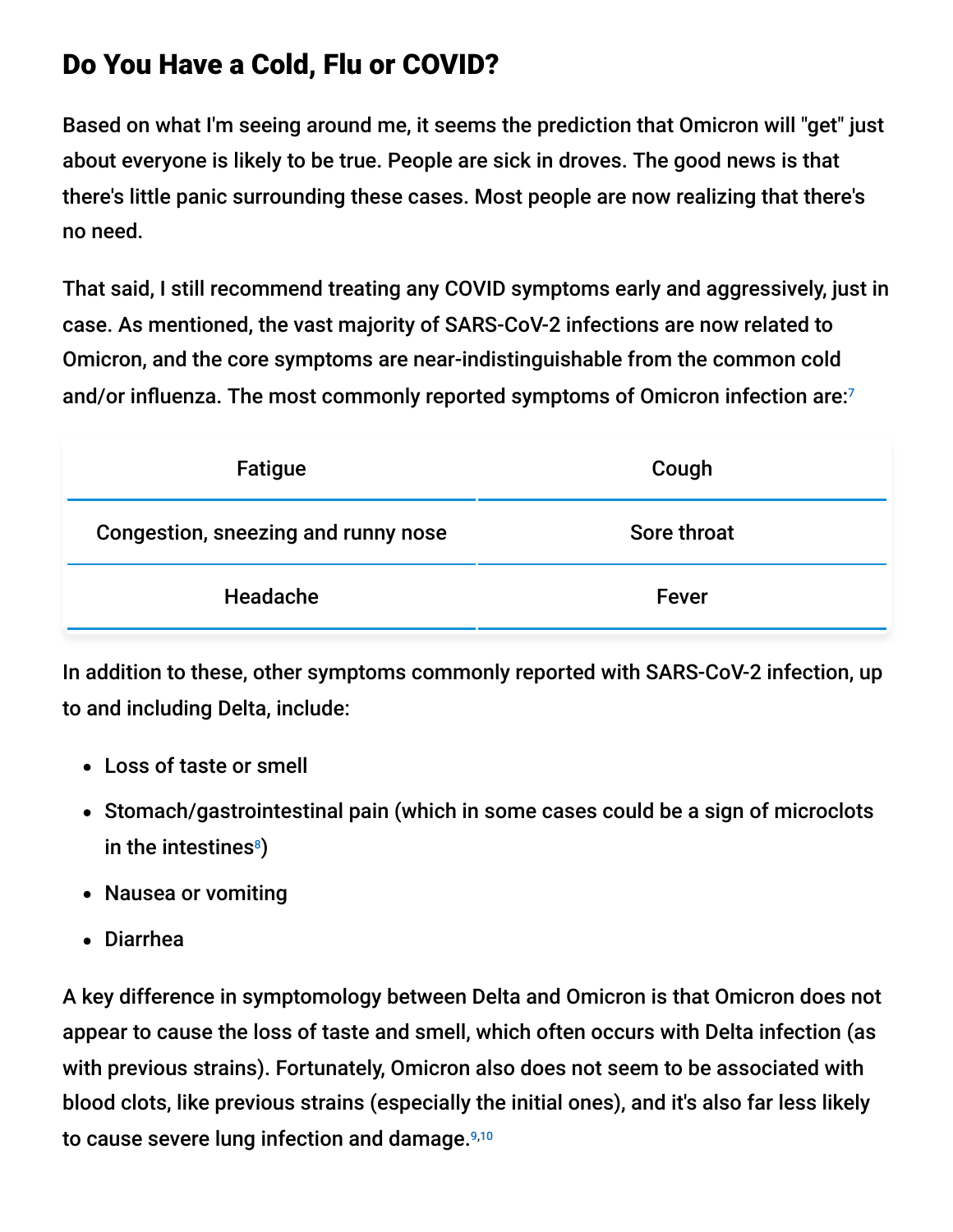## Do You Have a Cold, Flu or COVID?

Based on what I'm seeing around me, it seems the prediction that Omicron will "get" just about everyone is likely to be true. People are sick in droves. The good news is that there's little panic surrounding these cases. Most people are now realizing that there's no need.

That said, I still recommend treating any COVID symptoms early and aggressively, just in case. As mentioned, the vast majority of SARS-CoV-2 infections are now related to Omicron, and the core symptoms are near-indistinguishable from the common cold and/or influenza. The most commonly reported symptoms of Omicron infection are:[7]

| | |
|---|---|
| Fatigue | Cough |
| Congestion, sneezing and runny nose | Sore throat |
| Headache | Fever |

In addition to these, other symptoms commonly reported with SARS-CoV-2 infection, up to and including Delta, include:

- Loss of taste or smell
- Stomach/gastrointestinal pain (which in some cases could be a sign of microclots in the intestines[8])
- Nausea or vomiting
- Diarrhea

A key difference in symptomology between Delta and Omicron is that Omicron does not appear to cause the loss of taste and smell, which often occurs with Delta infection (as with previous strains). Fortunately, Omicron also does not seem to be associated with blood clots, like previous strains (especially the initial ones), and it's also far less likely to cause severe lung infection and damage.[9,10]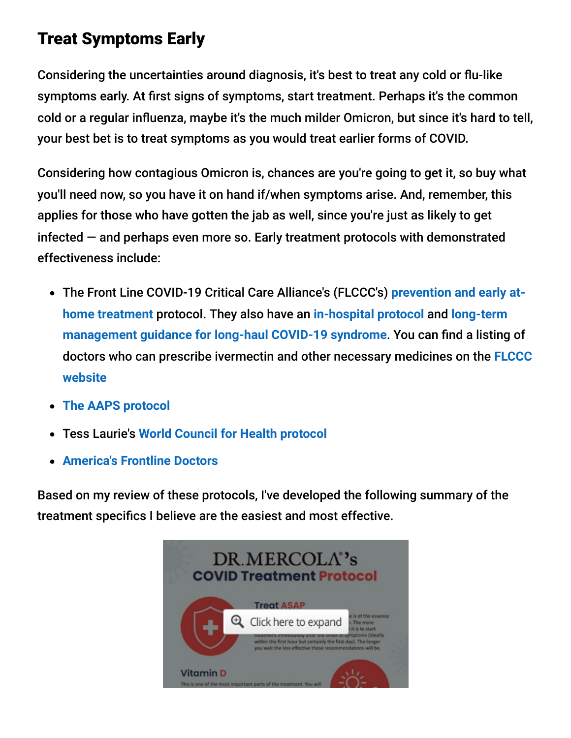## Treat Symptoms Early

Considering the uncertainties around diagnosis, it's best to treat any cold or flu-like symptoms early. At first signs of symptoms, start treatment. Perhaps it's the common cold or a regular influenza, maybe it's the much milder Omicron, but since it's hard to tell, your best bet is to treat symptoms as you would treat earlier forms of COVID.

Considering how contagious Omicron is, chances are you're going to get it, so buy what you'll need now, so you have it on hand if/when symptoms arise. And, remember, this applies for those who have gotten the jab as well, since you're just as likely to get infected — and perhaps even more so. Early treatment protocols with demonstrated effectiveness include:

- The Front Line COVID-19 Critical Care Alliance's (FLCCC's) prevention and early at-home treatment protocol. They also have an in-hospital protocol and long-term management guidance for long-haul COVID-19 syndrome. You can find a listing of doctors who can prescribe ivermectin and other necessary medicines on the FLCCC website
- The AAPS protocol
- Tess Laurie's World Council for Health protocol
- America's Frontline Doctors

Based on my review of these protocols, I've developed the following summary of the treatment specifics I believe are the easiest and most effective.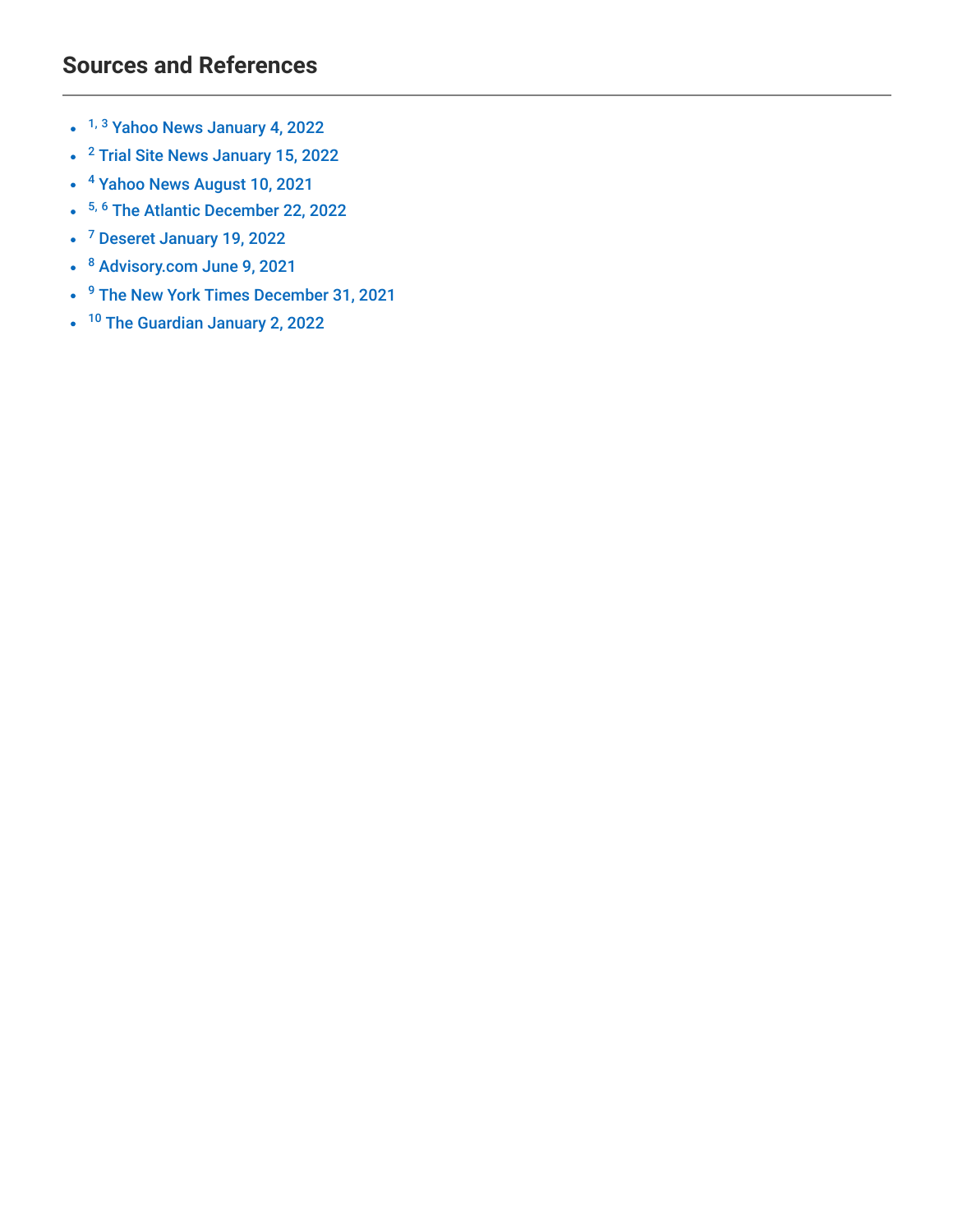## Sources and References

- [1, 3] Yahoo News January 4, 2022
- [2] Trial Site News January 15, 2022
- [4] Yahoo News August 10, 2021
- [5, 6] The Atlantic December 22, 2022
- [7] Deseret January 19, 2022
- [8] Advisory.com June 9, 2021
- [9] The New York Times December 31, 2021
- [10] The Guardian January 2, 2022